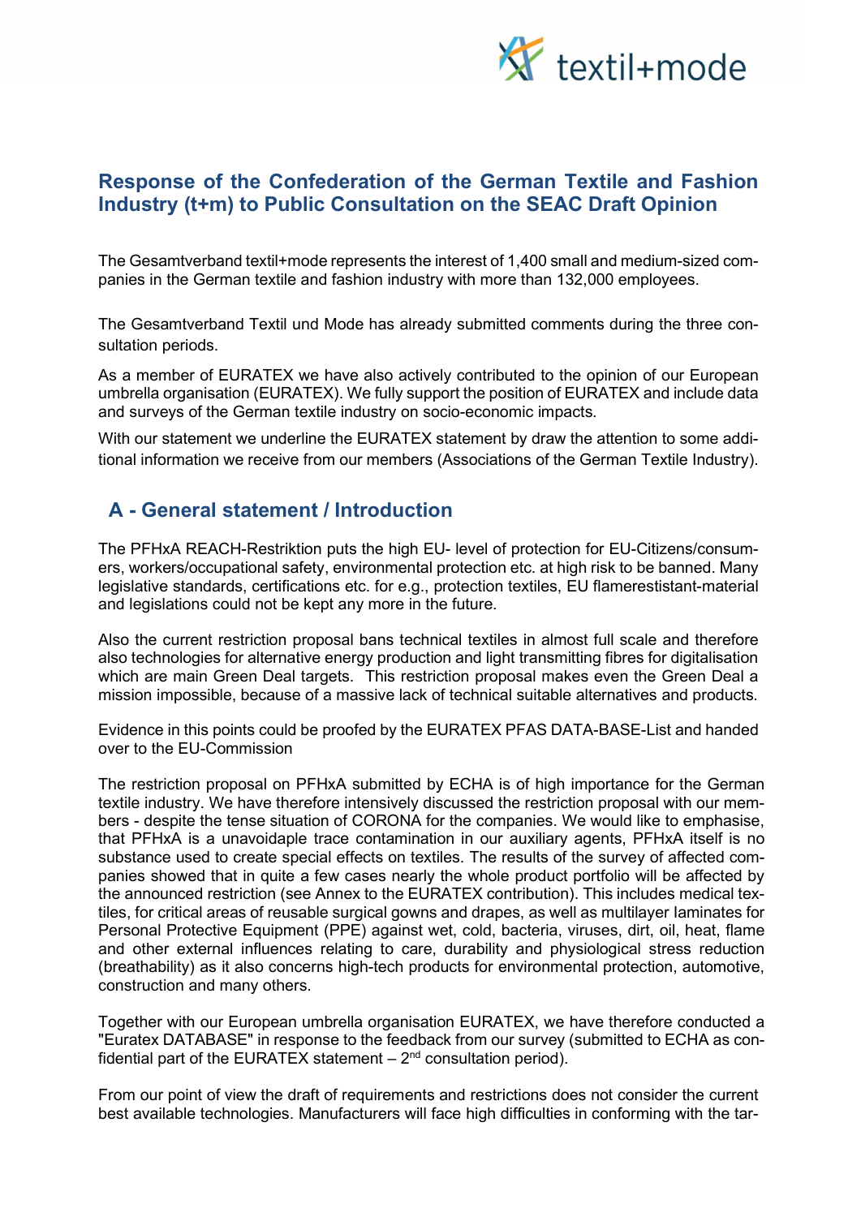# Response of the Confederation of the German Textile and Fashion Industry (t+m) to Public Consultation on the SEAC Draft Opinion

The Gesamtverband textil+mode represents the interest of 1,400 small and medium-sized companies in the German textile and fashion industry with more than 132,000 employees.

The Gesamtverband Textil und Mode has already submitted comments during the three consultation periods.

As a member of EURATEX we have also actively contributed to the opinion of our European umbrella organisation (EURATEX). We fully support the position of EURATEX and include data and surveys of the German textile industry on socio-economic impacts.

With our statement we underline the EURATEX statement by draw the attention to some additional information we receive from our members (Associations of the German Textile Industry).

## A - General statement / Introduction

The PFHxA REACH-Restriktion puts the high EU- level of protection for EU-Citizens/consumers, workers/occupational safety, environmental protection etc. at high risk to be banned. Many legislative standards, certifications etc. for e.g., protection textiles, EU flamerestistant-material and legislations could not be kept any more in the future.

Also the current restriction proposal bans technical textiles in almost full scale and therefore also technologies for alternative energy production and light transmitting fibres for digitalisation which are main Green Deal targets. This restriction proposal makes even the Green Deal a mission impossible, because of a massive lack of technical suitable alternatives and products.

Evidence in this points could be proofed by the EURATEX PFAS DATA-BASE-List and handed over to the EU-Commission

The restriction proposal on PFHxA submitted by ECHA is of high importance for the German textile industry. We have therefore intensively discussed the restriction proposal with our members - despite the tense situation of CORONA for the companies. We would like to emphasise, that PFHxA is a unavoidaple trace contamination in our auxiliary agents, PFHxA itself is no substance used to create special effects on textiles. The results of the survey of affected companies showed that in quite a few cases nearly the whole product portfolio will be affected by the announced restriction (see Annex to the EURATEX contribution). This includes medical textiles, for critical areas of reusable surgical gowns and drapes, as well as multilayer laminates for Personal Protective Equipment (PPE) against wet, cold, bacteria, viruses, dirt, oil, heat, flame and other external influences relating to care, durability and physiological stress reduction (breathability) as it also concerns high-tech products for environmental protection, automotive, construction and many others.

Together with our European umbrella organisation EURATEX, we have therefore conducted a "Euratex DATABASE" in response to the feedback from our survey (submitted to ECHA as confidential part of the EURATEX statement – 2nd consultation period).

From our point of view the draft of requirements and restrictions does not consider the current best available technologies. Manufacturers will face high difficulties in conforming with the tar-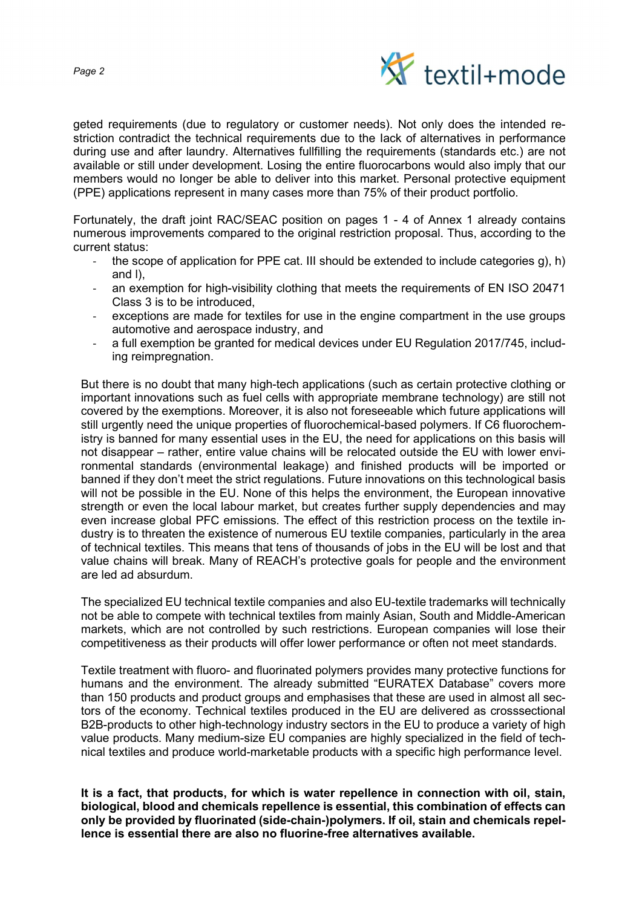geted requirements (due to regulatory or customer needs). Not only does the intended restriction contradict the technical requirements due to the lack of alternatives in performance during use and after laundry. Alternatives fullfilling the requirements (standards etc.) are not available or still under development. Losing the entire fluorocarbons would also imply that our members would no longer be able to deliver into this market. Personal protective equipment (PPE) applications represent in many cases more than 75% of their product portfolio.

Fortunately, the draft joint RAC/SEAC position on pages 1 - 4 of Annex 1 already contains numerous improvements compared to the original restriction proposal. Thus, according to the current status:

- the scope of application for PPE cat. III should be extended to include categories g), h) and l),
- an exemption for high-visibility clothing that meets the requirements of EN ISO 20471 Class 3 is to be introduced,
- exceptions are made for textiles for use in the engine compartment in the use groups automotive and aerospace industry, and
- a full exemption be granted for medical devices under EU Regulation 2017/745, including reimpregnation.

But there is no doubt that many high-tech applications (such as certain protective clothing or important innovations such as fuel cells with appropriate membrane technology) are still not covered by the exemptions. Moreover, it is also not foreseeable which future applications will still urgently need the unique properties of fluorochemical-based polymers. If C6 fluorochemistry is banned for many essential uses in the EU, the need for applications on this basis will not disappear – rather, entire value chains will be relocated outside the EU with lower environmental standards (environmental leakage) and finished products will be imported or banned if they don't meet the strict regulations. Future innovations on this technological basis will not be possible in the EU. None of this helps the environment, the European innovative strength or even the local labour market, but creates further supply dependencies and may even increase global PFC emissions. The effect of this restriction process on the textile industry is to threaten the existence of numerous EU textile companies, particularly in the area of technical textiles. This means that tens of thousands of jobs in the EU will be lost and that value chains will break. Many of REACH's protective goals for people and the environment are led ad absurdum.

The specialized EU technical textile companies and also EU-textile trademarks will technically not be able to compete with technical textiles from mainly Asian, South and Middle-American markets, which are not controlled by such restrictions. European companies will lose their competitiveness as their products will offer lower performance or often not meet standards.

Textile treatment with fluoro- and fluorinated polymers provides many protective functions for humans and the environment. The already submitted "EURATEX Database" covers more than 150 products and product groups and emphasises that these are used in almost all sectors of the economy. Technical textiles produced in the EU are delivered as crosssectional B2B-products to other high-technology industry sectors in the EU to produce a variety of high value products. Many medium-size EU companies are highly specialized in the field of technical textiles and produce world-marketable products with a specific high performance level.

**It is a fact, that products, for which is water repellence in connection with oil, stain, biological, blood and chemicals repellence is essential, this combination of effects can only be provided by fluorinated (side-chain-)polymers. If oil, stain and chemicals repellence is essential there are also no fluorine-free alternatives available.**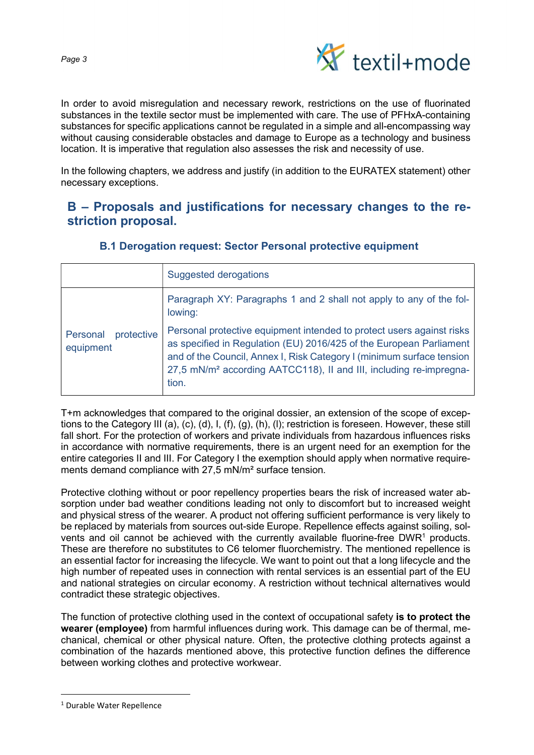In order to avoid misregulation and necessary rework, restrictions on the use of fluorinated substances in the textile sector must be implemented with care. The use of PFHxA-containing substances for specific applications cannot be regulated in a simple and all-encompassing way without causing considerable obstacles and damage to Europe as a technology and business location. It is imperative that regulation also assesses the risk and necessity of use.

In the following chapters, we address and justify (in addition to the EURATEX statement) other necessary exceptions.

## B – Proposals and justifications for necessary changes to the restriction proposal.

### B.1 Derogation request: Sector Personal protective equipment

| | Suggested derogations |
|---|---|
| Personal protective equipment | Paragraph XY: Paragraphs 1 and 2 shall not apply to any of the following:<br><br>Personal protective equipment intended to protect users against risks as specified in Regulation (EU) 2016/425 of the European Parliament and of the Council, Annex I, Risk Category I (minimum surface tension 27,5 mN/m² according AATCC118), II and III, including re-impregnation. |

T+m acknowledges that compared to the original dossier, an extension of the scope of exceptions to the Category III (a), (c), (d), I, (f), (g), (h), (l); restriction is foreseen. However, these still fall short. For the protection of workers and private individuals from hazardous influences risks in accordance with normative requirements, there is an urgent need for an exemption for the entire categories II and III. For Category I the exemption should apply when normative requirements demand compliance with 27,5 mN/m² surface tension.

Protective clothing without or poor repellency properties bears the risk of increased water absorption under bad weather conditions leading not only to discomfort but to increased weight and physical stress of the wearer. A product not offering sufficient performance is very likely to be replaced by materials from sources out-side Europe. Repellence effects against soiling, solvents and oil cannot be achieved with the currently available fluorine-free DWR[1] products. These are therefore no substitutes to C6 telomer fluorchemistry. The mentioned repellence is an essential factor for increasing the lifecycle. We want to point out that a long lifecycle and the high number of repeated uses in connection with rental services is an essential part of the EU and national strategies on circular economy. A restriction without technical alternatives would contradict these strategic objectives.

The function of protective clothing used in the context of occupational safety **is to protect the wearer (employee)** from harmful influences during work. This damage can be of thermal, mechanical, chemical or other physical nature. Often, the protective clothing protects against a combination of the hazards mentioned above, this protective function defines the difference between working clothes and protective workwear.

---

[1] Durable Water Repellence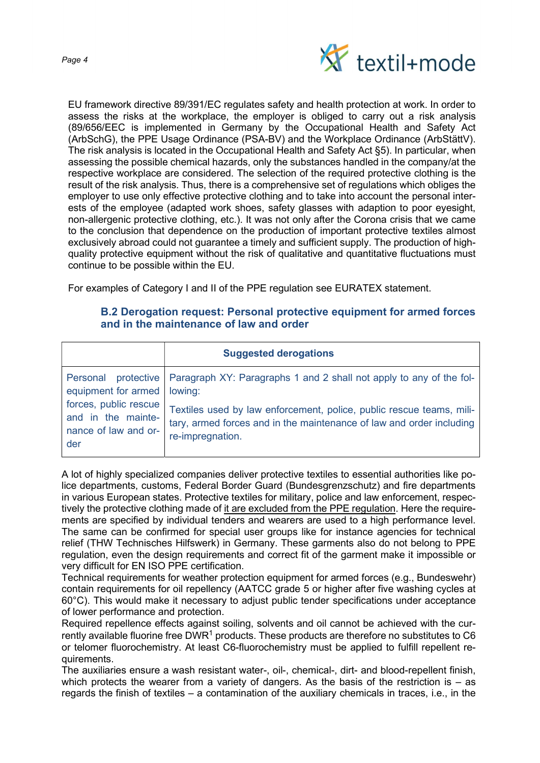EU framework directive 89/391/EC regulates safety and health protection at work. In order to assess the risks at the workplace, the employer is obliged to carry out a risk analysis (89/656/EEC is implemented in Germany by the Occupational Health and Safety Act (ArbSchG), the PPE Usage Ordinance (PSA-BV) and the Workplace Ordinance (ArbStättV). The risk analysis is located in the Occupational Health and Safety Act §5). In particular, when assessing the possible chemical hazards, only the substances handled in the company/at the respective workplace are considered. The selection of the required protective clothing is the result of the risk analysis. Thus, there is a comprehensive set of regulations which obliges the employer to use only effective protective clothing and to take into account the personal interests of the employee (adapted work shoes, safety glasses with adaption to poor eyesight, non-allergenic protective clothing, etc.). It was not only after the Corona crisis that we came to the conclusion that dependence on the production of important protective textiles almost exclusively abroad could not guarantee a timely and sufficient supply. The production of high-quality protective equipment without the risk of qualitative and quantitative fluctuations must continue to be possible within the EU.

For examples of Category I and II of the PPE regulation see EURATEX statement.

### B.2 Derogation request: Personal protective equipment for armed forces and in the maintenance of law and order

| | Suggested derogations |
|---|---|
| Personal protective equipment for armed forces, public rescue and in the maintenance of law and order | Paragraph XY: Paragraphs 1 and 2 shall not apply to any of the following:<br><br>Textiles used by law enforcement, police, public rescue teams, military, armed forces and in the maintenance of law and order including re-impregnation. |

A lot of highly specialized companies deliver protective textiles to essential authorities like police departments, customs, Federal Border Guard (Bundesgrenzschutz) and fire departments in various European states. Protective textiles for military, police and law enforcement, respectively the protective clothing made of it are excluded from the PPE regulation. Here the requirements are specified by individual tenders and wearers are used to a high performance level. The same can be confirmed for special user groups like for instance agencies for technical relief (THW Technisches Hilfswerk) in Germany. These garments also do not belong to PPE regulation, even the design requirements and correct fit of the garment make it impossible or very difficult for EN ISO PPE certification.
Technical requirements for weather protection equipment for armed forces (e.g., Bundeswehr) contain requirements for oil repellency (AATCC grade 5 or higher after five washing cycles at 60°C). This would make it necessary to adjust public tender specifications under acceptance of lower performance and protection.
Required repellence effects against soiling, solvents and oil cannot be achieved with the currently available fluorine free DWR[1] products. These products are therefore no substitutes to C6 or telomer fluorochemistry. At least C6-fluorochemistry must be applied to fulfill repellent requirements.
The auxiliaries ensure a wash resistant water-, oil-, chemical-, dirt- and blood-repellent finish, which protects the wearer from a variety of dangers. As the basis of the restriction is – as regards the finish of textiles – a contamination of the auxiliary chemicals in traces, i.e., in the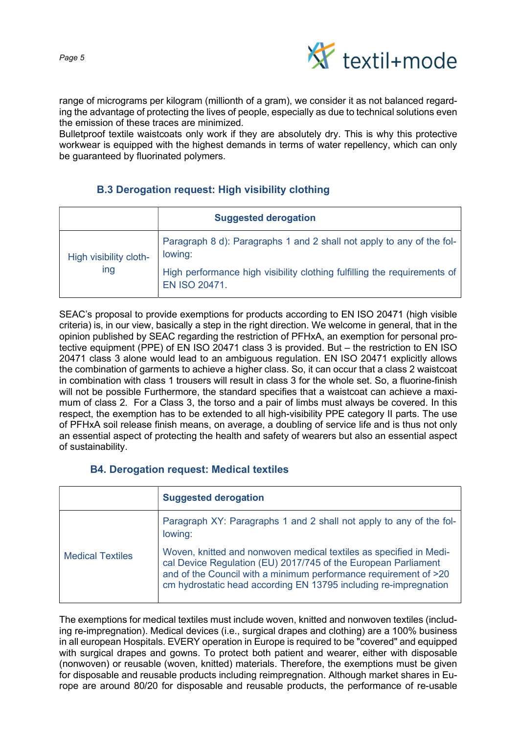range of micrograms per kilogram (millionth of a gram), we consider it as not balanced regarding the advantage of protecting the lives of people, especially as due to technical solutions even the emission of these traces are minimized.
Bulletproof textile waistcoats only work if they are absolutely dry. This is why this protective workwear is equipped with the highest demands in terms of water repellency, which can only be guaranteed by fluorinated polymers.

### B.3 Derogation request: High visibility clothing

| | Suggested derogation |
|---|---|
| High visibility clothing | Paragraph 8 d): Paragraphs 1 and 2 shall not apply to any of the following: High performance high visibility clothing fulfilling the requirements of EN ISO 20471. |

SEAC's proposal to provide exemptions for products according to EN ISO 20471 (high visible criteria) is, in our view, basically a step in the right direction. We welcome in general, that in the opinion published by SEAC regarding the restriction of PFHxA, an exemption for personal protective equipment (PPE) of EN ISO 20471 class 3 is provided. But – the restriction to EN ISO 20471 class 3 alone would lead to an ambiguous regulation. EN ISO 20471 explicitly allows the combination of garments to achieve a higher class. So, it can occur that a class 2 waistcoat in combination with class 1 trousers will result in class 3 for the whole set. So, a fluorine-finish will not be possible Furthermore, the standard specifies that a waistcoat can achieve a maximum of class 2. For a Class 3, the torso and a pair of limbs must always be covered. In this respect, the exemption has to be extended to all high-visibility PPE category II parts. The use of PFHxA soil release finish means, on average, a doubling of service life and is thus not only an essential aspect of protecting the health and safety of wearers but also an essential aspect of sustainability.

### B4. Derogation request: Medical textiles

| | Suggested derogation |
|---|---|
| Medical Textiles | Paragraph XY: Paragraphs 1 and 2 shall not apply to any of the following: Woven, knitted and nonwoven medical textiles as specified in Medical Device Regulation (EU) 2017/745 of the European Parliament and of the Council with a minimum performance requirement of >20 cm hydrostatic head according EN 13795 including re-impregnation |

The exemptions for medical textiles must include woven, knitted and nonwoven textiles (including re-impregnation). Medical devices (i.e., surgical drapes and clothing) are a 100% business in all european Hospitals. EVERY operation in Europe is required to be "covered" and equipped with surgical drapes and gowns. To protect both patient and wearer, either with disposable (nonwoven) or reusable (woven, knitted) materials. Therefore, the exemptions must be given for disposable and reusable products including reimpregnation. Although market shares in Europe are around 80/20 for disposable and reusable products, the performance of re-usable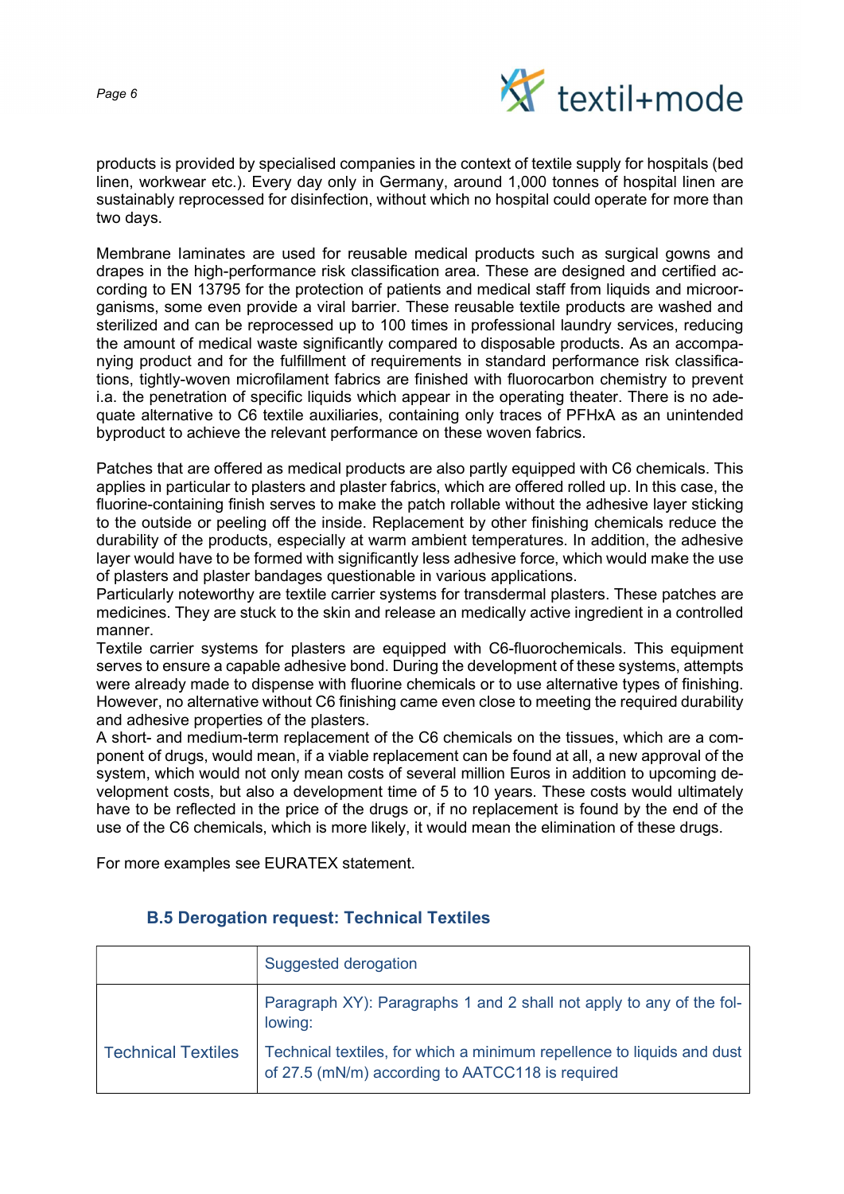products is provided by specialised companies in the context of textile supply for hospitals (bed linen, workwear etc.). Every day only in Germany, around 1,000 tonnes of hospital linen are sustainably reprocessed for disinfection, without which no hospital could operate for more than two days.

Membrane laminates are used for reusable medical products such as surgical gowns and drapes in the high-performance risk classification area. These are designed and certified according to EN 13795 for the protection of patients and medical staff from liquids and microorganisms, some even provide a viral barrier. These reusable textile products are washed and sterilized and can be reprocessed up to 100 times in professional laundry services, reducing the amount of medical waste significantly compared to disposable products. As an accompanying product and for the fulfillment of requirements in standard performance risk classifications, tightly-woven microfilament fabrics are finished with fluorocarbon chemistry to prevent i.a. the penetration of specific liquids which appear in the operating theater. There is no adequate alternative to C6 textile auxiliaries, containing only traces of PFHxA as an unintended byproduct to achieve the relevant performance on these woven fabrics.

Patches that are offered as medical products are also partly equipped with C6 chemicals. This applies in particular to plasters and plaster fabrics, which are offered rolled up. In this case, the fluorine-containing finish serves to make the patch rollable without the adhesive layer sticking to the outside or peeling off the inside. Replacement by other finishing chemicals reduce the durability of the products, especially at warm ambient temperatures. In addition, the adhesive layer would have to be formed with significantly less adhesive force, which would make the use of plasters and plaster bandages questionable in various applications.
Particularly noteworthy are textile carrier systems for transdermal plasters. These patches are medicines. They are stuck to the skin and release an medically active ingredient in a controlled manner.
Textile carrier systems for plasters are equipped with C6-fluorochemicals. This equipment serves to ensure a capable adhesive bond. During the development of these systems, attempts were already made to dispense with fluorine chemicals or to use alternative types of finishing. However, no alternative without C6 finishing came even close to meeting the required durability and adhesive properties of the plasters.
A short- and medium-term replacement of the C6 chemicals on the tissues, which are a component of drugs, would mean, if a viable replacement can be found at all, a new approval of the system, which would not only mean costs of several million Euros in addition to upcoming development costs, but also a development time of 5 to 10 years. These costs would ultimately have to be reflected in the price of the drugs or, if no replacement is found by the end of the use of the C6 chemicals, which is more likely, it would mean the elimination of these drugs.

For more examples see EURATEX statement.

### B.5 Derogation request: Technical Textiles

| | Suggested derogation |
|---|---|
| Technical Textiles | Paragraph XY): Paragraphs 1 and 2 shall not apply to any of the following:<br><br>Technical textiles, for which a minimum repellence to liquids and dust of 27.5 (mN/m) according to AATCC118 is required |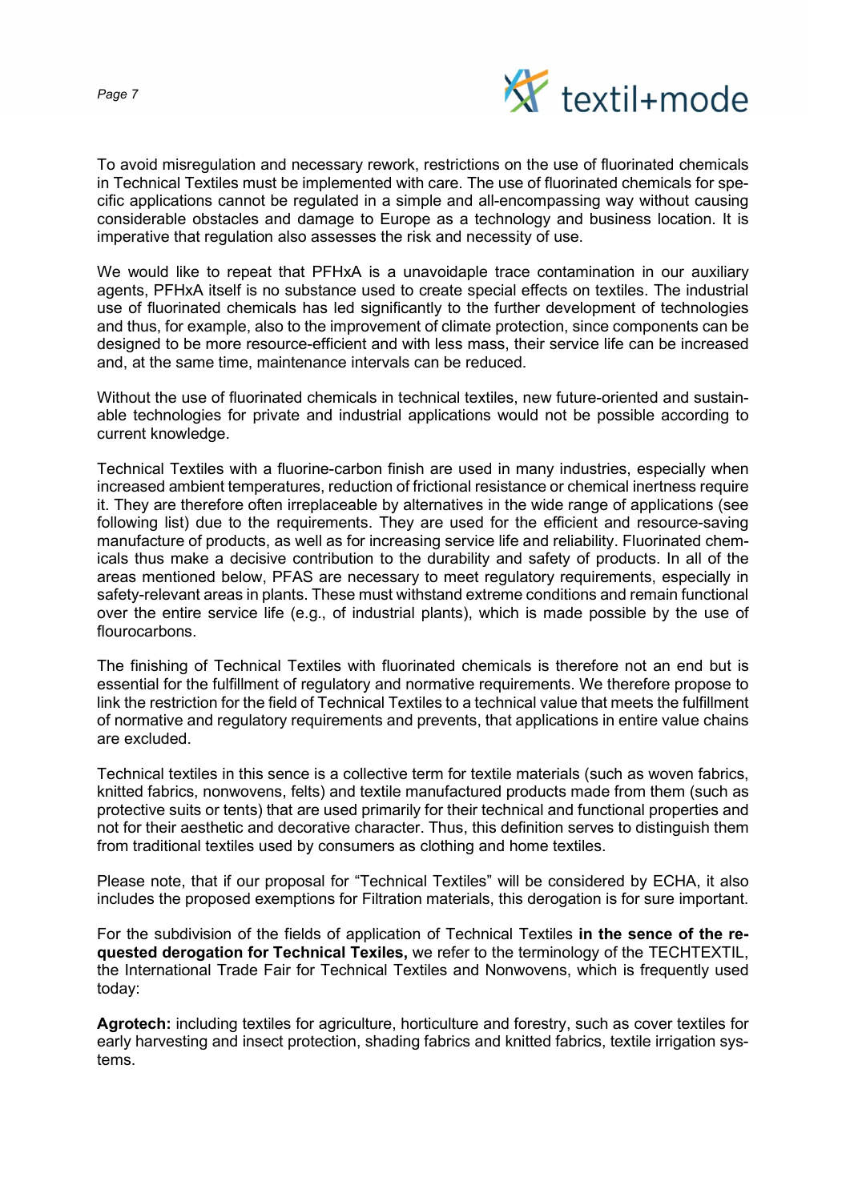To avoid misregulation and necessary rework, restrictions on the use of fluorinated chemicals in Technical Textiles must be implemented with care. The use of fluorinated chemicals for specific applications cannot be regulated in a simple and all-encompassing way without causing considerable obstacles and damage to Europe as a technology and business location. It is imperative that regulation also assesses the risk and necessity of use.

We would like to repeat that PFHxA is a unavoidaple trace contamination in our auxiliary agents, PFHxA itself is no substance used to create special effects on textiles. The industrial use of fluorinated chemicals has led significantly to the further development of technologies and thus, for example, also to the improvement of climate protection, since components can be designed to be more resource-efficient and with less mass, their service life can be increased and, at the same time, maintenance intervals can be reduced.

Without the use of fluorinated chemicals in technical textiles, new future-oriented and sustainable technologies for private and industrial applications would not be possible according to current knowledge.

Technical Textiles with a fluorine-carbon finish are used in many industries, especially when increased ambient temperatures, reduction of frictional resistance or chemical inertness require it. They are therefore often irreplaceable by alternatives in the wide range of applications (see following list) due to the requirements. They are used for the efficient and resource-saving manufacture of products, as well as for increasing service life and reliability. Fluorinated chemicals thus make a decisive contribution to the durability and safety of products. In all of the areas mentioned below, PFAS are necessary to meet regulatory requirements, especially in safety-relevant areas in plants. These must withstand extreme conditions and remain functional over the entire service life (e.g., of industrial plants), which is made possible by the use of flourocarbons.

The finishing of Technical Textiles with fluorinated chemicals is therefore not an end but is essential for the fulfillment of regulatory and normative requirements. We therefore propose to link the restriction for the field of Technical Textiles to a technical value that meets the fulfillment of normative and regulatory requirements and prevents, that applications in entire value chains are excluded.

Technical textiles in this sence is a collective term for textile materials (such as woven fabrics, knitted fabrics, nonwovens, felts) and textile manufactured products made from them (such as protective suits or tents) that are used primarily for their technical and functional properties and not for their aesthetic and decorative character. Thus, this definition serves to distinguish them from traditional textiles used by consumers as clothing and home textiles.

Please note, that if our proposal for "Technical Textiles" will be considered by ECHA, it also includes the proposed exemptions for Filtration materials, this derogation is for sure important.

For the subdivision of the fields of application of Technical Textiles **in the sence of the requested derogation for Technical Texiles,** we refer to the terminology of the TECHTEXTIL, the International Trade Fair for Technical Textiles and Nonwovens, which is frequently used today:

**Agrotech:** including textiles for agriculture, horticulture and forestry, such as cover textiles for early harvesting and insect protection, shading fabrics and knitted fabrics, textile irrigation systems.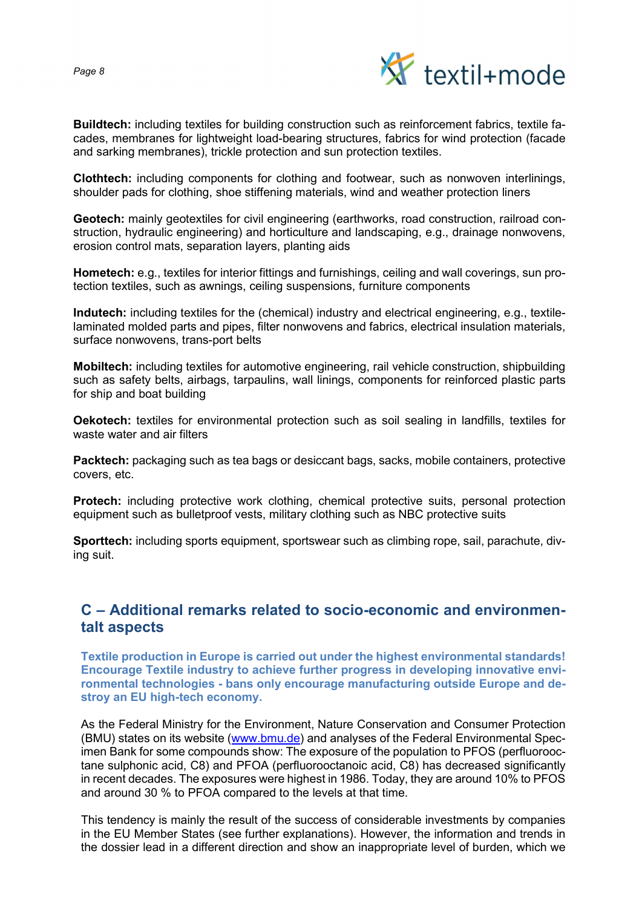**Buildtech:** including textiles for building construction such as reinforcement fabrics, textile facades, membranes for lightweight load-bearing structures, fabrics for wind protection (facade and sarking membranes), trickle protection and sun protection textiles.

**Clothtech:** including components for clothing and footwear, such as nonwoven interlinings, shoulder pads for clothing, shoe stiffening materials, wind and weather protection liners

**Geotech:** mainly geotextiles for civil engineering (earthworks, road construction, railroad construction, hydraulic engineering) and horticulture and landscaping, e.g., drainage nonwovens, erosion control mats, separation layers, planting aids

**Hometech:** e.g., textiles for interior fittings and furnishings, ceiling and wall coverings, sun protection textiles, such as awnings, ceiling suspensions, furniture components

**Indutech:** including textiles for the (chemical) industry and electrical engineering, e.g., textile-laminated molded parts and pipes, filter nonwovens and fabrics, electrical insulation materials, surface nonwovens, trans-port belts

**Mobiltech:** including textiles for automotive engineering, rail vehicle construction, shipbuilding such as safety belts, airbags, tarpaulins, wall linings, components for reinforced plastic parts for ship and boat building

**Oekotech:** textiles for environmental protection such as soil sealing in landfills, textiles for waste water and air filters

**Packtech:** packaging such as tea bags or desiccant bags, sacks, mobile containers, protective covers, etc.

**Protech:** including protective work clothing, chemical protective suits, personal protection equipment such as bulletproof vests, military clothing such as NBC protective suits

**Sporttech:** including sports equipment, sportswear such as climbing rope, sail, parachute, diving suit.

## C – Additional remarks related to socio-economic and environmentalt aspects

**Textile production in Europe is carried out under the highest environmental standards! Encourage Textile industry to achieve further progress in developing innovative environmental technologies - bans only encourage manufacturing outside Europe and destroy an EU high-tech economy.**

As the Federal Ministry for the Environment, Nature Conservation and Consumer Protection (BMU) states on its website (www.bmu.de) and analyses of the Federal Environmental Specimen Bank for some compounds show: The exposure of the population to PFOS (perfluorooctane sulphonic acid, C8) and PFOA (perfluorooctanoic acid, C8) has decreased significantly in recent decades. The exposures were highest in 1986. Today, they are around 10% to PFOS and around 30 % to PFOA compared to the levels at that time.

This tendency is mainly the result of the success of considerable investments by companies in the EU Member States (see further explanations). However, the information and trends in the dossier lead in a different direction and show an inappropriate level of burden, which we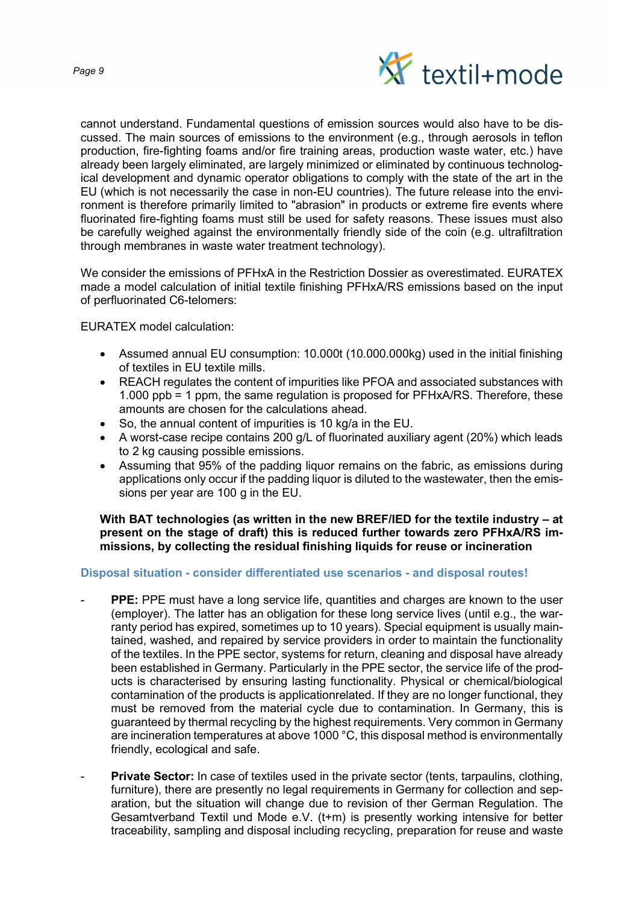cannot understand. Fundamental questions of emission sources would also have to be discussed. The main sources of emissions to the environment (e.g., through aerosols in teflon production, fire-fighting foams and/or fire training areas, production waste water, etc.) have already been largely eliminated, are largely minimized or eliminated by continuous technological development and dynamic operator obligations to comply with the state of the art in the EU (which is not necessarily the case in non-EU countries). The future release into the environment is therefore primarily limited to "abrasion" in products or extreme fire events where fluorinated fire-fighting foams must still be used for safety reasons. These issues must also be carefully weighed against the environmentally friendly side of the coin (e.g. ultrafiltration through membranes in waste water treatment technology).

We consider the emissions of PFHxA in the Restriction Dossier as overestimated. EURATEX made a model calculation of initial textile finishing PFHxA/RS emissions based on the input of perfluorinated C6-telomers:

EURATEX model calculation:

- Assumed annual EU consumption: 10.000t (10.000.000kg) used in the initial finishing of textiles in EU textile mills.
- REACH regulates the content of impurities like PFOA and associated substances with 1.000 ppb = 1 ppm, the same regulation is proposed for PFHxA/RS. Therefore, these amounts are chosen for the calculations ahead.
- So, the annual content of impurities is 10 kg/a in the EU.
- A worst-case recipe contains 200 g/L of fluorinated auxiliary agent (20%) which leads to 2 kg causing possible emissions.
- Assuming that 95% of the padding liquor remains on the fabric, as emissions during applications only occur if the padding liquor is diluted to the wastewater, then the emissions per year are 100 g in the EU.

**With BAT technologies (as written in the new BREF/IED for the textile industry – at present on the stage of draft) this is reduced further towards zero PFHxA/RS immissions, by collecting the residual finishing liquids for reuse or incineration**

### Disposal situation - consider differentiated use scenarios - and disposal routes!

- **PPE:** PPE must have a long service life, quantities and charges are known to the user (employer). The latter has an obligation for these long service lives (until e.g., the warranty period has expired, sometimes up to 10 years). Special equipment is usually maintained, washed, and repaired by service providers in order to maintain the functionality of the textiles. In the PPE sector, systems for return, cleaning and disposal have already been established in Germany. Particularly in the PPE sector, the service life of the products is characterised by ensuring lasting functionality. Physical or chemical/biological contamination of the products is applicationrelated. If they are no longer functional, they must be removed from the material cycle due to contamination. In Germany, this is guaranteed by thermal recycling by the highest requirements. Very common in Germany are incineration temperatures at above 1000 °C, this disposal method is environmentally friendly, ecological and safe.

- **Private Sector:** In case of textiles used in the private sector (tents, tarpaulins, clothing, furniture), there are presently no legal requirements in Germany for collection and separation, but the situation will change due to revision of ther German Regulation. The Gesamtverband Textil und Mode e.V. (t+m) is presently working intensive for better traceability, sampling and disposal including recycling, preparation for reuse and waste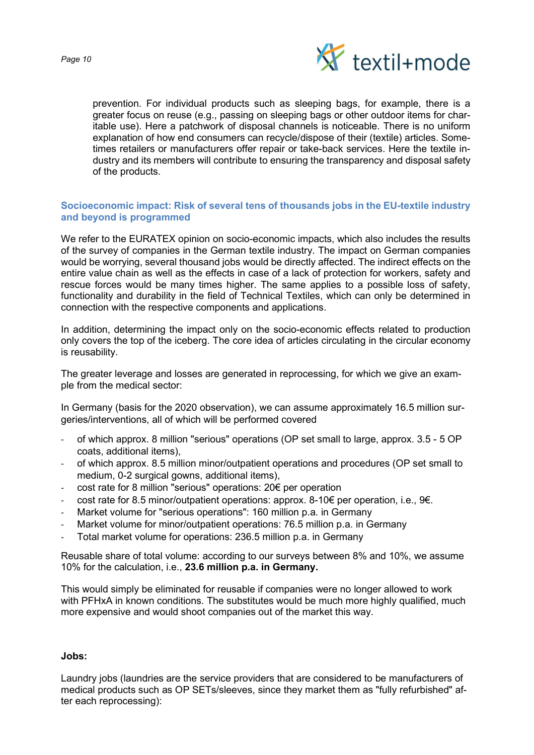prevention. For individual products such as sleeping bags, for example, there is a greater focus on reuse (e.g., passing on sleeping bags or other outdoor items for charitable use). Here a patchwork of disposal channels is noticeable. There is no uniform explanation of how end consumers can recycle/dispose of their (textile) articles. Sometimes retailers or manufacturers offer repair or take-back services. Here the textile industry and its members will contribute to ensuring the transparency and disposal safety of the products.

### Socioeconomic impact: Risk of several tens of thousands jobs in the EU-textile industry and beyond is programmed

We refer to the EURATEX opinion on socio-economic impacts, which also includes the results of the survey of companies in the German textile industry. The impact on German companies would be worrying, several thousand jobs would be directly affected. The indirect effects on the entire value chain as well as the effects in case of a lack of protection for workers, safety and rescue forces would be many times higher. The same applies to a possible loss of safety, functionality and durability in the field of Technical Textiles, which can only be determined in connection with the respective components and applications.

In addition, determining the impact only on the socio-economic effects related to production only covers the top of the iceberg. The core idea of articles circulating in the circular economy is reusability.

The greater leverage and losses are generated in reprocessing, for which we give an example from the medical sector:

In Germany (basis for the 2020 observation), we can assume approximately 16.5 million surgeries/interventions, all of which will be performed covered

- of which approx. 8 million "serious" operations (OP set small to large, approx. 3.5 - 5 OP coats, additional items),
- of which approx. 8.5 million minor/outpatient operations and procedures (OP set small to medium, 0-2 surgical gowns, additional items),
- cost rate for 8 million "serious" operations: 20€ per operation
- cost rate for 8.5 minor/outpatient operations: approx. 8-10€ per operation, i.e., 9€.
- Market volume for "serious operations": 160 million p.a. in Germany
- Market volume for minor/outpatient operations: 76.5 million p.a. in Germany
- Total market volume for operations: 236.5 million p.a. in Germany

Reusable share of total volume: according to our surveys between 8% and 10%, we assume 10% for the calculation, i.e., **23.6 million p.a. in Germany.**

This would simply be eliminated for reusable if companies were no longer allowed to work with PFHxA in known conditions. The substitutes would be much more highly qualified, much more expensive and would shoot companies out of the market this way.

**Jobs:**

Laundry jobs (laundries are the service providers that are considered to be manufacturers of medical products such as OP SETs/sleeves, since they market them as "fully refurbished" after each reprocessing):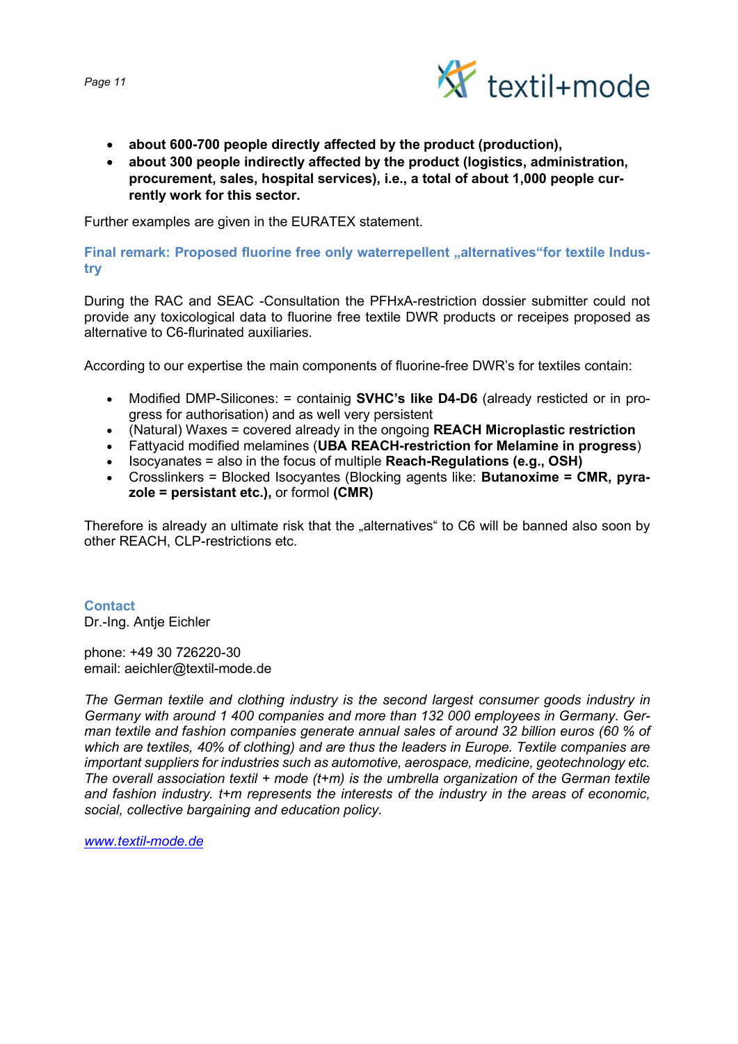- **about 600-700 people directly affected by the product (production),**
- **about 300 people indirectly affected by the product (logistics, administration, procurement, sales, hospital services), i.e., a total of about 1,000 people currently work for this sector.**

Further examples are given in the EURATEX statement.

### Final remark: Proposed fluorine free only waterrepellent „alternatives“for textile Industry

During the RAC and SEAC -Consultation the PFHxA-restriction dossier submitter could not provide any toxicological data to fluorine free textile DWR products or receipes proposed as alternative to C6-flurinated auxiliaries.

According to our expertise the main components of fluorine-free DWR's for textiles contain:

- Modified DMP-Silicones: = containig **SVHC's like D4-D6** (already resticted or in progress for authorisation) and as well very persistent
- (Natural) Waxes = covered already in the ongoing **REACH Microplastic restriction**
- Fattyacid modified melamines (**UBA REACH-restriction for Melamine in progress**)
- Isocyanates = also in the focus of multiple **Reach-Regulations (e.g., OSH)**
- Crosslinkers = Blocked Isocyantes (Blocking agents like: **Butanoxime = CMR, pyrazole = persistant etc.),** or formol **(CMR)**

Therefore is already an ultimate risk that the „alternatives“ to C6 will be banned also soon by other REACH, CLP-restrictions etc.

### Contact

Dr.-Ing. Antje Eichler

phone: +49 30 726220-30
email: aeichler@textil-mode.de

*The German textile and clothing industry is the second largest consumer goods industry in Germany with around 1 400 companies and more than 132 000 employees in Germany. German textile and fashion companies generate annual sales of around 32 billion euros (60 % of which are textiles, 40% of clothing) and are thus the leaders in Europe. Textile companies are important suppliers for industries such as automotive, aerospace, medicine, geotechnology etc. The overall association textil + mode (t+m) is the umbrella organization of the German textile and fashion industry. t+m represents the interests of the industry in the areas of economic, social, collective bargaining and education policy.*

[www.textil-mode.de](http://www.textil-mode.de)